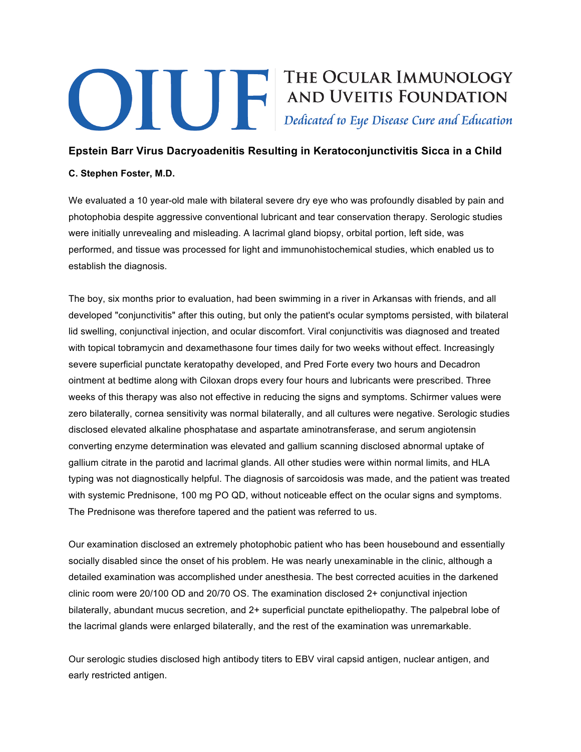# OIUF The Ocular Immunology and Uveitis Foundation

*Dedicated to Eye Disease Cure and Education*

## Epstein Barr Virus Dacryoadenitis Resulting in Keratoconjunctivitis Sicca in a Child

**C. Stephen Foster, M.D.**

We evaluated a 10 year-old male with bilateral severe dry eye who was profoundly disabled by pain and photophobia despite aggressive conventional lubricant and tear conservation therapy. Serologic studies were initially unrevealing and misleading. A lacrimal gland biopsy, orbital portion, left side, was performed, and tissue was processed for light and immunohistochemical studies, which enabled us to establish the diagnosis.

The boy, six months prior to evaluation, had been swimming in a river in Arkansas with friends, and all developed "conjunctivitis" after this outing, but only the patient's ocular symptoms persisted, with bilateral lid swelling, conjunctival injection, and ocular discomfort. Viral conjunctivitis was diagnosed and treated with topical tobramycin and dexamethasone four times daily for two weeks without effect. Increasingly severe superficial punctate keratopathy developed, and Pred Forte every two hours and Decadron ointment at bedtime along with Ciloxan drops every four hours and lubricants were prescribed. Three weeks of this therapy was also not effective in reducing the signs and symptoms. Schirmer values were zero bilaterally, cornea sensitivity was normal bilaterally, and all cultures were negative. Serologic studies disclosed elevated alkaline phosphatase and aspartate aminotransferase, and serum angiotensin converting enzyme determination was elevated and gallium scanning disclosed abnormal uptake of gallium citrate in the parotid and lacrimal glands. All other studies were within normal limits, and HLA typing was not diagnostically helpful. The diagnosis of sarcoidosis was made, and the patient was treated with systemic Prednisone, 100 mg PO QD, without noticeable effect on the ocular signs and symptoms. The Prednisone was therefore tapered and the patient was referred to us.

Our examination disclosed an extremely photophobic patient who has been housebound and essentially socially disabled since the onset of his problem. He was nearly unexaminable in the clinic, although a detailed examination was accomplished under anesthesia. The best corrected acuities in the darkened clinic room were 20/100 OD and 20/70 OS. The examination disclosed 2+ conjunctival injection bilaterally, abundant mucus secretion, and 2+ superficial punctate epitheliopathy. The palpebral lobe of the lacrimal glands were enlarged bilaterally, and the rest of the examination was unremarkable.

Our serologic studies disclosed high antibody titers to EBV viral capsid antigen, nuclear antigen, and early restricted antigen.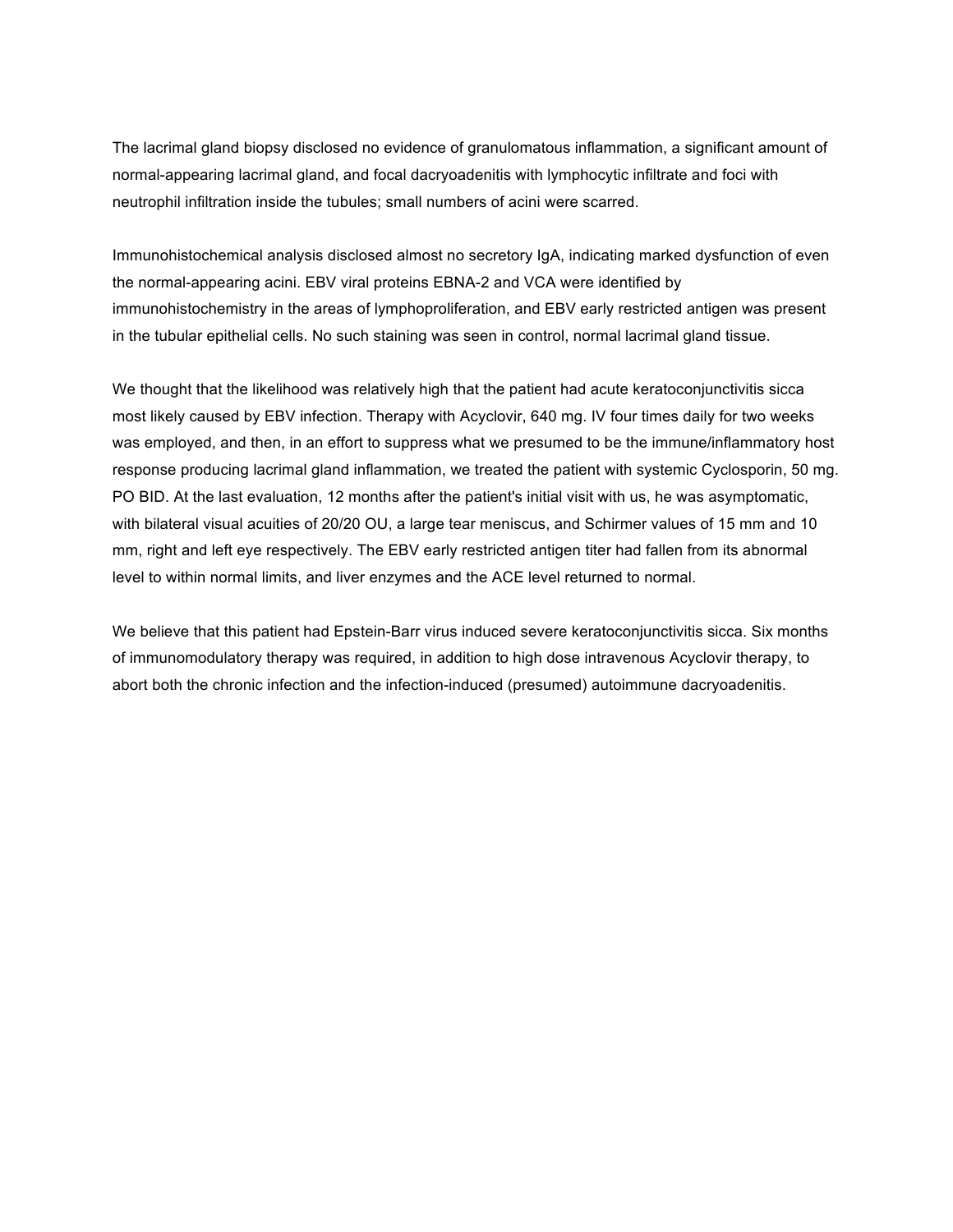The lacrimal gland biopsy disclosed no evidence of granulomatous inflammation, a significant amount of normal-appearing lacrimal gland, and focal dacryoadenitis with lymphocytic infiltrate and foci with neutrophil infiltration inside the tubules; small numbers of acini were scarred.

Immunohistochemical analysis disclosed almost no secretory IgA, indicating marked dysfunction of even the normal-appearing acini. EBV viral proteins EBNA-2 and VCA were identified by immunohistochemistry in the areas of lymphoproliferation, and EBV early restricted antigen was present in the tubular epithelial cells. No such staining was seen in control, normal lacrimal gland tissue.

We thought that the likelihood was relatively high that the patient had acute keratoconjunctivitis sicca most likely caused by EBV infection. Therapy with Acyclovir, 640 mg. IV four times daily for two weeks was employed, and then, in an effort to suppress what we presumed to be the immune/inflammatory host response producing lacrimal gland inflammation, we treated the patient with systemic Cyclosporin, 50 mg. PO BID. At the last evaluation, 12 months after the patient's initial visit with us, he was asymptomatic, with bilateral visual acuities of 20/20 OU, a large tear meniscus, and Schirmer values of 15 mm and 10 mm, right and left eye respectively. The EBV early restricted antigen titer had fallen from its abnormal level to within normal limits, and liver enzymes and the ACE level returned to normal.

We believe that this patient had Epstein-Barr virus induced severe keratoconjunctivitis sicca. Six months of immunomodulatory therapy was required, in addition to high dose intravenous Acyclovir therapy, to abort both the chronic infection and the infection-induced (presumed) autoimmune dacryoadenitis.